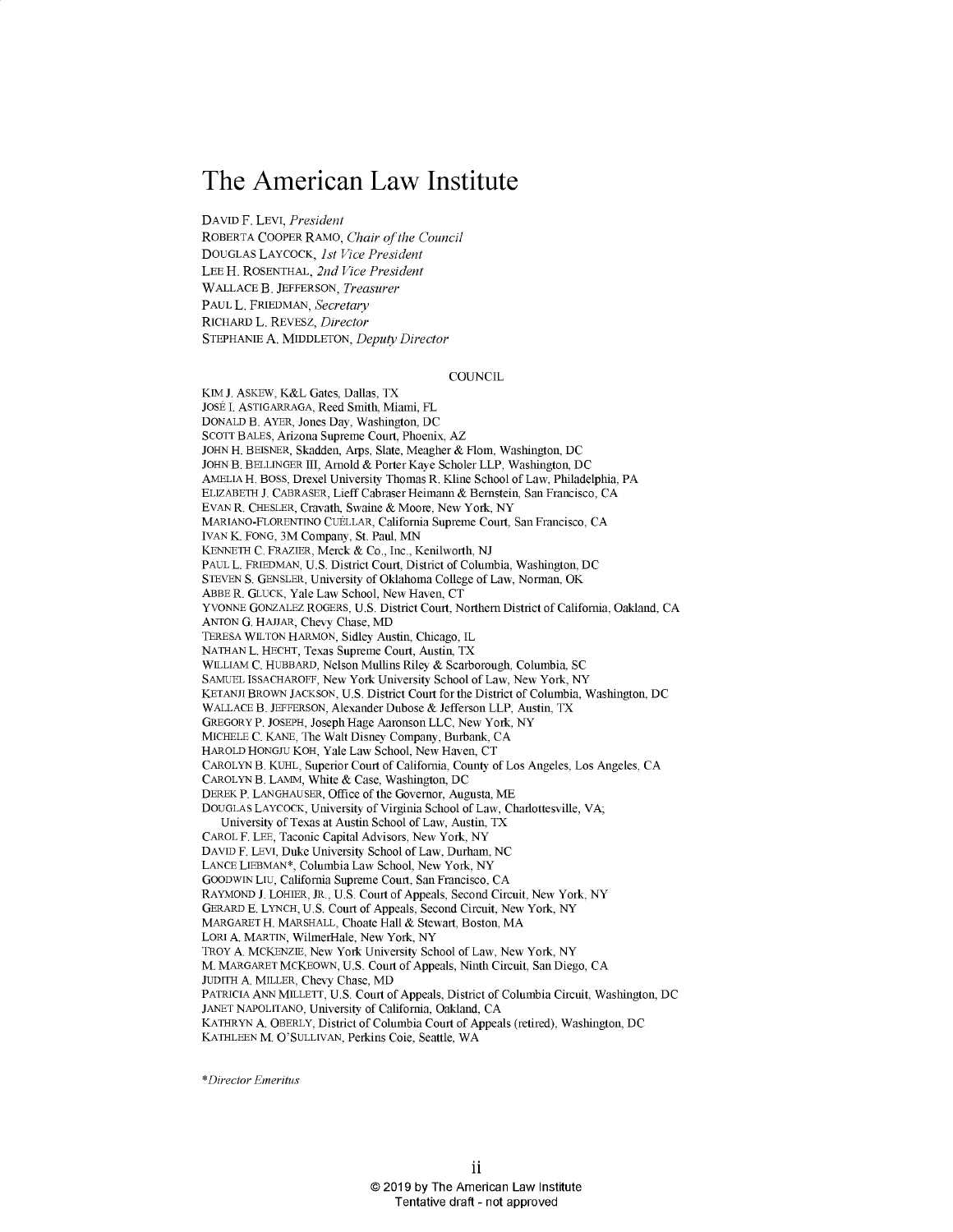# The American Law Institute

DAVID F. LEVI, *President*
ROBERTA COOPER RAMO, *Chair of the Council*
DOUGLAS LAYCOCK, *1st Vice President*
LEE H. ROSENTHAL, *2nd Vice President*
WALLACE B. JEFFERSON, *Treasurer*
PAUL L. FRIEDMAN, *Secretary*
RICHARD L. REVESZ, *Director*
STEPHANIE A. MIDDLETON, *Deputy Director*

## COUNCIL

KIM J. ASKEW, K&L Gates, Dallas, TX
JOSÉ I. ASTIGARRAGA, Reed Smith, Miami, FL
DONALD B. AYER, Jones Day, Washington, DC
SCOTT BALES, Arizona Supreme Court, Phoenix, AZ
JOHN H. BEISNER, Skadden, Arps, Slate, Meagher & Flom, Washington, DC
JOHN B. BELLINGER III, Arnold & Porter Kaye Scholer LLP, Washington, DC
AMELIA H. BOSS, Drexel University Thomas R. Kline School of Law, Philadelphia, PA
ELIZABETH J. CABRASER, Lieff Cabraser Heimann & Bernstein, San Francisco, CA
EVAN R. CHESLER, Cravath, Swaine & Moore, New York, NY
MARIANO-FLORENTINO CUÉLLAR, California Supreme Court, San Francisco, CA
IVAN K. FONG, 3M Company, St. Paul, MN
KENNETH C. FRAZIER, Merck & Co., Inc., Kenilworth, NJ
PAUL L. FRIEDMAN, U.S. District Court, District of Columbia, Washington, DC
STEVEN S. GENSLER, University of Oklahoma College of Law, Norman, OK
ABBE R. GLUCK, Yale Law School, New Haven, CT
YVONNE GONZALEZ ROGERS, U.S. District Court, Northern District of California, Oakland, CA
ANTON G. HAJJAR, Chevy Chase, MD
TERESA WILTON HARMON, Sidley Austin, Chicago, IL
NATHAN L. HECHT, Texas Supreme Court, Austin, TX
WILLIAM C. HUBBARD, Nelson Mullins Riley & Scarborough, Columbia, SC
SAMUEL ISSACHAROFF, New York University School of Law, New York, NY
KETANJI BROWN JACKSON, U.S. District Court for the District of Columbia, Washington, DC
WALLACE B. JEFFERSON, Alexander Dubose & Jefferson LLP, Austin, TX
GREGORY P. JOSEPH, Joseph Hage Aaronson LLC, New York, NY
MICHELE C. KANE, The Walt Disney Company, Burbank, CA
HAROLD HONGJU KOH, Yale Law School, New Haven, CT
CAROLYN B. KUHL, Superior Court of California, County of Los Angeles, Los Angeles, CA
CAROLYN B. LAMM, White & Case, Washington, DC
DEREK P. LANGHAUSER, Office of the Governor, Augusta, ME
DOUGLAS LAYCOCK, University of Virginia School of Law, Charlottesville, VA;
University of Texas at Austin School of Law, Austin, TX
CAROL F. LEE, Taconic Capital Advisors, New York, NY
DAVID F. LEVI, Duke University School of Law, Durham, NC
LANCE LIEBMAN*, Columbia Law School, New York, NY
GOODWIN LIU, California Supreme Court, San Francisco, CA
RAYMOND J. LOHIER, JR., U.S. Court of Appeals, Second Circuit, New York, NY
GERARD E. LYNCH, U.S. Court of Appeals, Second Circuit, New York, NY
MARGARET H. MARSHALL, Choate Hall & Stewart, Boston, MA
LORI A. MARTIN, WilmerHale, New York, NY
TROY A. MCKENZIE, New York University School of Law, New York, NY
M. MARGARET MCKEOWN, U.S. Court of Appeals, Ninth Circuit, San Diego, CA
JUDITH A. MILLER, Chevy Chase, MD
PATRICIA ANN MILLETT, U.S. Court of Appeals, District of Columbia Circuit, Washington, DC
JANET NAPOLITANO, University of California, Oakland, CA
KATHRYN A. OBERLY, District of Columbia Court of Appeals (retired), Washington, DC
KATHLEEN M. O'SULLIVAN, Perkins Coie, Seattle, WA

*\*Director Emeritus*

© 2019 by The American Law Institute
Tentative draft - not approved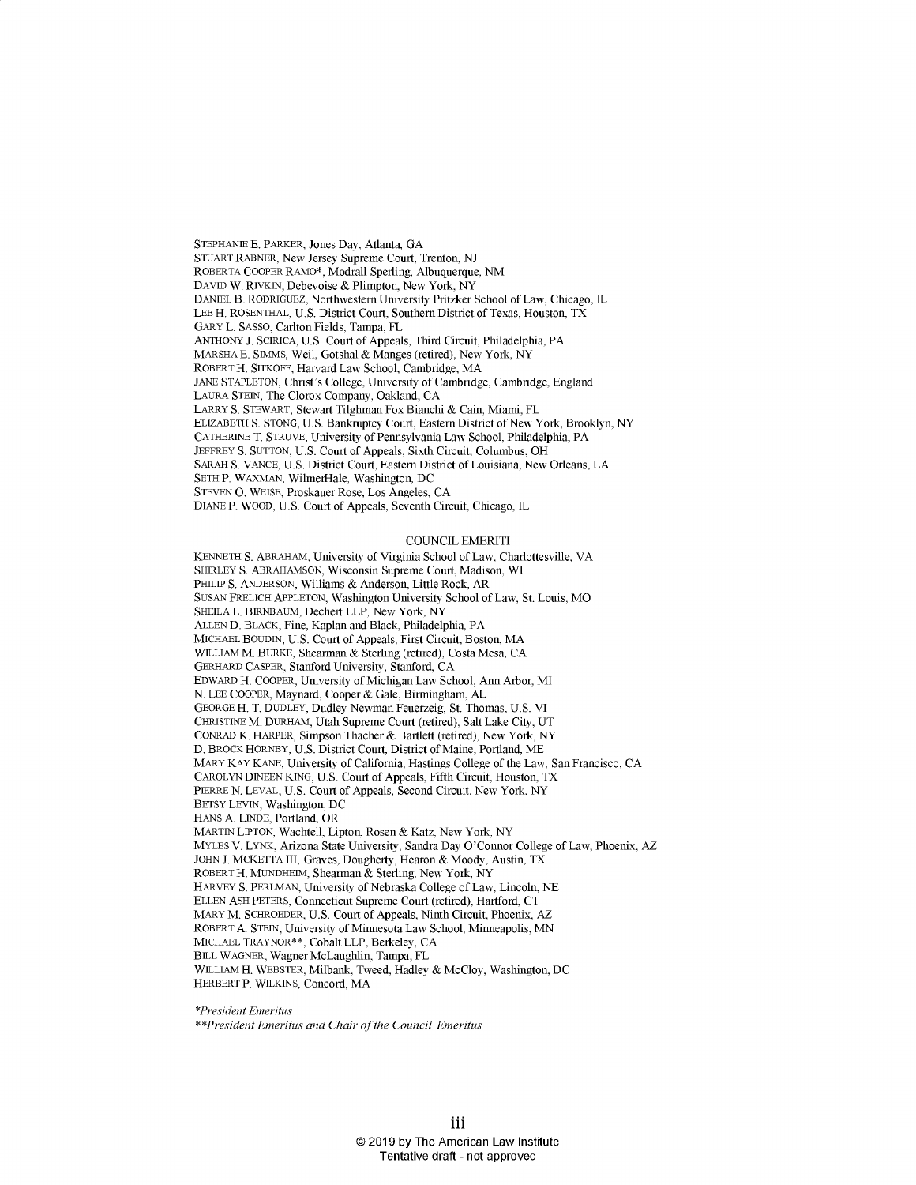STEPHANIE E. PARKER, Jones Day, Atlanta, GA
STUART RABNER, New Jersey Supreme Court, Trenton, NJ
ROBERTA COOPER RAMO*, Modrall Sperling, Albuquerque, NM
DAVID W. RIVKIN, Debevoise & Plimpton, New York, NY
DANIEL B. RODRIGUEZ, Northwestern University Pritzker School of Law, Chicago, IL
LEE H. ROSENTHAL, U.S. District Court, Southern District of Texas, Houston, TX
GARY L. SASSO, Carlton Fields, Tampa, FL
ANTHONY J. SCIRICA, U.S. Court of Appeals, Third Circuit, Philadelphia, PA
MARSHA E. SIMMS, Weil, Gotshal & Manges (retired), New York, NY
ROBERT H. SITKOFF, Harvard Law School, Cambridge, MA
JANE STAPLETON, Christ's College, University of Cambridge, Cambridge, England
LAURA STEIN, The Clorox Company, Oakland, CA
LARRY S. STEWART, Stewart Tilghman Fox Bianchi & Cain, Miami, FL
ELIZABETH S. STONG, U.S. Bankruptcy Court, Eastern District of New York, Brooklyn, NY
CATHERINE T. STRUVE, University of Pennsylvania Law School, Philadelphia, PA
JEFFREY S. SUTTON, U.S. Court of Appeals, Sixth Circuit, Columbus, OH
SARAH S. VANCE, U.S. District Court, Eastern District of Louisiana, New Orleans, LA
SETH P. WAXMAN, WilmerHale, Washington, DC
STEVEN O. WEISE, Proskauer Rose, Los Angeles, CA
DIANE P. WOOD, U.S. Court of Appeals, Seventh Circuit, Chicago, IL

## COUNCIL EMERITI

KENNETH S. ABRAHAM, University of Virginia School of Law, Charlottesville, VA
SHIRLEY S. ABRAHAMSON, Wisconsin Supreme Court, Madison, WI
PHILIP S. ANDERSON, Williams & Anderson, Little Rock, AR
SUSAN FRELICH APPLETON, Washington University School of Law, St. Louis, MO
SHEILA L. BIRNBAUM, Dechert LLP, New York, NY
ALLEN D. BLACK, Fine, Kaplan and Black, Philadelphia, PA
MICHAEL BOUDIN, U.S. Court of Appeals, First Circuit, Boston, MA
WILLIAM M. BURKE, Shearman & Sterling (retired), Costa Mesa, CA
GERHARD CASPER, Stanford University, Stanford, CA
EDWARD H. COOPER, University of Michigan Law School, Ann Arbor, MI
N. LEE COOPER, Maynard, Cooper & Gale, Birmingham, AL
GEORGE H. T. DUDLEY, Dudley Newman Feuerzeig, St. Thomas, U.S. VI
CHRISTINE M. DURHAM, Utah Supreme Court (retired), Salt Lake City, UT
CONRAD K. HARPER, Simpson Thacher & Bartlett (retired), New York, NY
D. BROCK HORNBY, U.S. District Court, District of Maine, Portland, ME
MARY KAY KANE, University of California, Hastings College of the Law, San Francisco, CA
CAROLYN DINEEN KING, U.S. Court of Appeals, Fifth Circuit, Houston, TX
PIERRE N. LEVAL, U.S. Court of Appeals, Second Circuit, New York, NY
BETSY LEVIN, Washington, DC
HANS A. LINDE, Portland, OR
MARTIN LIPTON, Wachtell, Lipton, Rosen & Katz, New York, NY
MYLES V. LYNK, Arizona State University, Sandra Day O'Connor College of Law, Phoenix, AZ
JOHN J. MCKETTA III, Graves, Dougherty, Hearon & Moody, Austin, TX
ROBERT H. MUNDHEIM, Shearman & Sterling, New York, NY
HARVEY S. PERLMAN, University of Nebraska College of Law, Lincoln, NE
ELLEN ASH PETERS, Connecticut Supreme Court (retired), Hartford, CT
MARY M. SCHROEDER, U.S. Court of Appeals, Ninth Circuit, Phoenix, AZ
ROBERT A. STEIN, University of Minnesota Law School, Minneapolis, MN
MICHAEL TRAYNOR**, Cobalt LLP, Berkeley, CA
BILL WAGNER, Wagner McLaughlin, Tampa, FL
WILLIAM H. WEBSTER, Milbank, Tweed, Hadley & McCloy, Washington, DC
HERBERT P. WILKINS, Concord, MA

*\*President Emeritus*
*\*\*President Emeritus and Chair of the Council Emeritus*

© 2019 by The American Law Institute
Tentative draft - not approved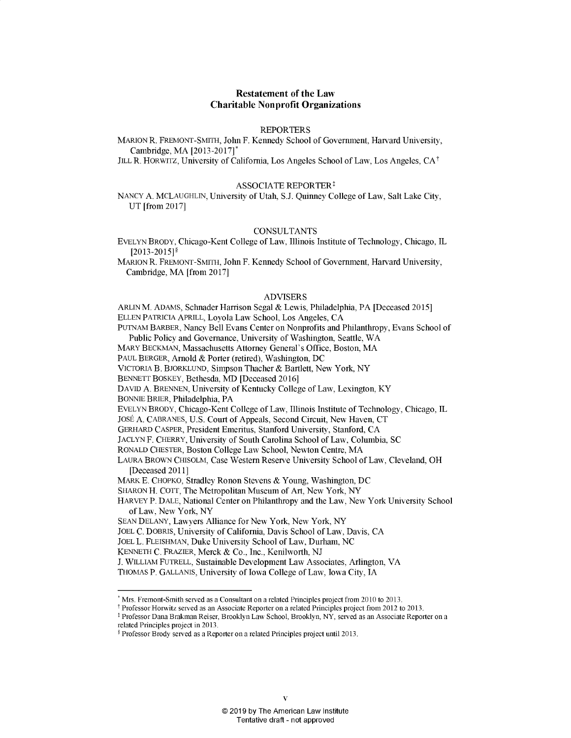# Restatement of the Law
## Charitable Nonprofit Organizations

### REPORTERS

MARION R. FREMONT-SMITH, John F. Kennedy School of Government, Harvard University, Cambridge, MA [2013-2017][*]

JILL R. HORWITZ, University of California, Los Angeles School of Law, Los Angeles, CA[†]

### ASSOCIATE REPORTER[‡]

NANCY A. MCLAUGHLIN, University of Utah, S.J. Quinney College of Law, Salt Lake City, UT [from 2017]

### CONSULTANTS

EVELYN BRODY, Chicago-Kent College of Law, Illinois Institute of Technology, Chicago, IL [2013-2015][§]

MARION R. FREMONT-SMITH, John F. Kennedy School of Government, Harvard University, Cambridge, MA [from 2017]

### ADVISERS

ARLIN M. ADAMS, Schnader Harrison Segal & Lewis, Philadelphia, PA [Deceased 2015]
ELLEN PATRICIA APRILL, Loyola Law School, Los Angeles, CA
PUTNAM BARBER, Nancy Bell Evans Center on Nonprofits and Philanthropy, Evans School of Public Policy and Governance, University of Washington, Seattle, WA
MARY BECKMAN, Massachusetts Attorney General's Office, Boston, MA
PAUL BERGER, Arnold & Porter (retired), Washington, DC
VICTORIA B. BJORKLUND, Simpson Thacher & Bartlett, New York, NY
BENNETT BOSKEY, Bethesda, MD [Deceased 2016]
DAVID A. BRENNEN, University of Kentucky College of Law, Lexington, KY
BONNIE BRIER, Philadelphia, PA
EVELYN BRODY, Chicago-Kent College of Law, Illinois Institute of Technology, Chicago, IL
JOSÉ A. CABRANES, U.S. Court of Appeals, Second Circuit, New Haven, CT
GERHARD CASPER, President Emeritus, Stanford University, Stanford, CA
JACLYN F. CHERRY, University of South Carolina School of Law, Columbia, SC
RONALD CHESTER, Boston College Law School, Newton Centre, MA
LAURA BROWN CHISOLM, Case Western Reserve University School of Law, Cleveland, OH [Deceased 2011]
MARK E. CHOPKO, Stradley Ronon Stevens & Young, Washington, DC
SHARON H. COTT, The Metropolitan Museum of Art, New York, NY
HARVEY P. DALE, National Center on Philanthropy and the Law, New York University School of Law, New York, NY
SEAN DELANY, Lawyers Alliance for New York, New York, NY
JOEL C. DOBRIS, University of California, Davis School of Law, Davis, CA
JOEL L. FLEISHMAN, Duke University School of Law, Durham, NC
KENNETH C. FRAZIER, Merck & Co., Inc., Kenilworth, NJ
J. WILLIAM FUTRELL, Sustainable Development Law Associates, Arlington, VA
THOMAS P. GALLANIS, University of Iowa College of Law, Iowa City, IA

---

[*] Mrs. Fremont-Smith served as a Consultant on a related Principles project from 2010 to 2013.
[†] Professor Horwitz served as an Associate Reporter on a related Principles project from 2012 to 2013.
[‡] Professor Dana Brakman Reiser, Brooklyn Law School, Brooklyn, NY, served as an Associate Reporter on a related Principles project in 2013.
[§] Professor Brody served as a Reporter on a related Principles project until 2013.

© 2019 by The American Law Institute
Tentative draft - not approved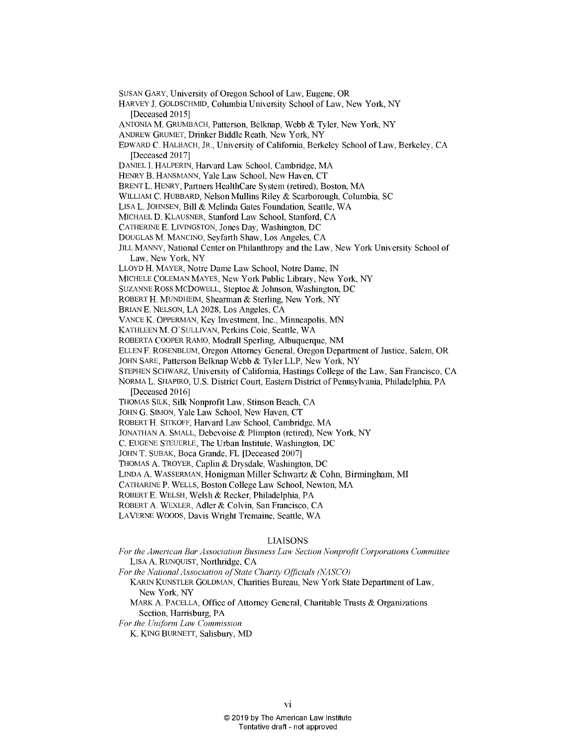SUSAN GARY, University of Oregon School of Law, Eugene, OR
HARVEY J. GOLDSCHMID, Columbia University School of Law, New York, NY
[Deceased 2015]
ANTONIA M. GRUMBACH, Patterson, Belknap, Webb & Tyler, New York, NY
ANDREW GRUMET, Drinker Biddle Reath, New York, NY
EDWARD C. HALBACH, JR., University of California, Berkeley School of Law, Berkeley, CA
[Deceased 2017]
DANIEL I. HALPERIN, Harvard Law School, Cambridge, MA
HENRY B. HANSMANN, Yale Law School, New Haven, CT
BRENT L. HENRY, Partners HealthCare System (retired), Boston, MA
WILLIAM C. HUBBARD, Nelson Mullins Riley & Scarborough, Columbia, SC
LISA L. JOHNSEN, Bill & Melinda Gates Foundation, Seattle, WA
MICHAEL D. KLAUSNER, Stanford Law School, Stanford, CA
CATHERINE E. LIVINGSTON, Jones Day, Washington, DC
DOUGLAS M. MANCINO, Seyfarth Shaw, Los Angeles, CA
JILL MANNY, National Center on Philanthropy and the Law, New York University School of Law, New York, NY
LLOYD H. MAYER, Notre Dame Law School, Notre Dame, IN
MICHELE COLEMAN MAYES, New York Public Library, New York, NY
SUZANNE ROSS MCDOWELL, Steptoe & Johnson, Washington, DC
ROBERT H. MUNDHEIM, Shearman & Sterling, New York, NY
BRIAN E. NELSON, LA 2028, Los Angeles, CA
VANCE K. OPPERMAN, Key Investment, Inc., Minneapolis, MN
KATHLEEN M. O'SULLIVAN, Perkins Coie, Seattle, WA
ROBERTA COOPER RAMO, Modrall Sperling, Albuquerque, NM
ELLEN F. ROSENBLUM, Oregon Attorney General, Oregon Department of Justice, Salem, OR
JOHN SARE, Patterson Belknap Webb & Tyler LLP, New York, NY
STEPHEN SCHWARZ, University of California, Hastings College of the Law, San Francisco, CA
NORMA L. SHAPIRO, U.S. District Court, Eastern District of Pennsylvania, Philadelphia, PA
[Deceased 2016]
THOMAS SILK, Silk Nonprofit Law, Stinson Beach, CA
JOHN G. SIMON, Yale Law School, New Haven, CT
ROBERT H. SITKOFF, Harvard Law School, Cambridge, MA
JONATHAN A. SMALL, Debevoise & Plimpton (retired), New York, NY
C. EUGENE STEUERLE, The Urban Institute, Washington, DC
JOHN T. SUBAK, Boca Grande, FL [Deceased 2007]
THOMAS A. TROYER, Caplin & Drysdale, Washington, DC
LINDA A. WASSERMAN, Honigman Miller Schwartz & Cohn, Birmingham, MI
CATHARINE P. WELLS, Boston College Law School, Newton, MA
ROBERT E. WELSH, Welsh & Recker, Philadelphia, PA
ROBERT A. WEXLER, Adler & Colvin, San Francisco, CA
LAVERNE WOODS, Davis Wright Tremaine, Seattle, WA

LIAISONS

*For the American Bar Association Business Law Section Nonprofit Corporations Committee*
LISA A. RUNQUIST, Northridge, CA

*For the National Association of State Charity Officials (NASCO)*
KARIN KUNSTLER GOLDMAN, Charities Bureau, New York State Department of Law, New York, NY
MARK A. PACELLA, Office of Attorney General, Charitable Trusts & Organizations Section, Harrisburg, PA

*For the Uniform Law Commission*
K. KING BURNETT, Salisbury, MD

© 2019 by The American Law Institute
Tentative draft - not approved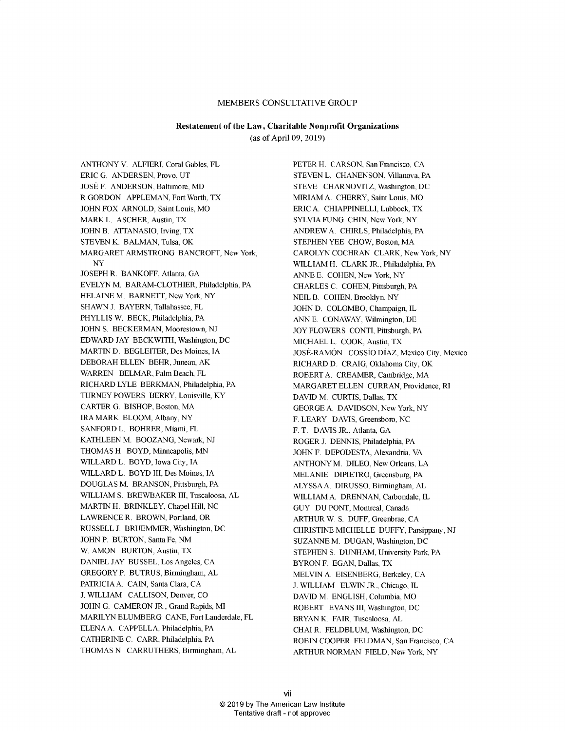## MEMBERS CONSULTATIVE GROUP

**Restatement of the Law, Charitable Nonprofit Organizations**
(as of April 09, 2019)

ANTHONY V. ALFIERI, Coral Gables, FL
ERIC G. ANDERSEN, Provo, UT
JOSÉ F. ANDERSON, Baltimore, MD
R GORDON APPLEMAN, Fort Worth, TX
JOHN FOX ARNOLD, Saint Louis, MO
MARK L. ASCHER, Austin, TX
JOHN B. ATTANASIO, Irving, TX
STEVEN K. BALMAN, Tulsa, OK
MARGARET ARMSTRONG BANCROFT, New York, NY
JOSEPH R. BANKOFF, Atlanta, GA
EVELYN M. BARAM-CLOTHIER, Philadelphia, PA
HELAINE M. BARNETT, New York, NY
SHAWN J. BAYERN, Tallahassee, FL
PHYLLIS W. BECK, Philadelphia, PA
JOHN S. BECKERMAN, Moorestown, NJ
EDWARD JAY BECKWITH, Washington, DC
MARTIN D. BEGLEITER, Des Moines, IA
DEBORAH ELLEN BEHR, Juneau, AK
WARREN BELMAR, Palm Beach, FL
RICHARD LYLE BERKMAN, Philadelphia, PA
TURNEY POWERS BERRY, Louisville, KY
CARTER G. BISHOP, Boston, MA
IRA MARK BLOOM, Albany, NY
SANFORD L. BOHRER, Miami, FL
KATHLEEN M. BOOZANG, Newark, NJ
THOMAS H. BOYD, Minneapolis, MN
WILLARD L. BOYD, Iowa City, IA
WILLARD L. BOYD III, Des Moines, IA
DOUGLAS M. BRANSON, Pittsburgh, PA
WILLIAM S. BREWBAKER III, Tuscaloosa, AL
MARTIN H. BRINKLEY, Chapel Hill, NC
LAWRENCE R. BROWN, Portland, OR
RUSSELL J. BRUEMMER, Washington, DC
JOHN P. BURTON, Santa Fe, NM
W. AMON BURTON, Austin, TX
DANIEL JAY BUSSEL, Los Angeles, CA
GREGORY P. BUTRUS, Birmingham, AL
PATRICIA A. CAIN, Santa Clara, CA
J. WILLIAM CALLISON, Denver, CO
JOHN G. CAMERON JR., Grand Rapids, MI
MARILYN BLUMBERG CANE, Fort Lauderdale, FL
ELENA A. CAPPELLA, Philadelphia, PA
CATHERINE C. CARR, Philadelphia, PA
THOMAS N. CARRUTHERS, Birmingham, AL
PETER H. CARSON, San Francisco, CA
STEVEN L. CHANENSON, Villanova, PA
STEVE CHARNOVITZ, Washington, DC
MIRIAM A. CHERRY, Saint Louis, MO
ERIC A. CHIAPPINELLI, Lubbock, TX
SYLVIA FUNG CHIN, New York, NY
ANDREW A. CHIRLS, Philadelphia, PA
STEPHEN YEE CHOW, Boston, MA
CAROLYN COCHRAN CLARK, New York, NY
WILLIAM H. CLARK JR., Philadelphia, PA
ANNE E. COHEN, New York, NY
CHARLES C. COHEN, Pittsburgh, PA
NEIL B. COHEN, Brooklyn, NY
JOHN D. COLOMBO, Champaign, IL
ANN E. CONAWAY, Wilmington, DE
JOY FLOWERS CONTI, Pittsburgh, PA
MICHAEL L. COOK, Austin, TX
JOSÉ-RAMÓN COSSÍO DÍAZ, Mexico City, Mexico
RICHARD D. CRAIG, Oklahoma City, OK
ROBERT A. CREAMER, Cambridge, MA
MARGARET ELLEN CURRAN, Providence, RI
DAVID M. CURTIS, Dallas, TX
GEORGE A. DAVIDSON, New York, NY
F. LEARY DAVIS, Greensboro, NC
F. T. DAVIS JR., Atlanta, GA
ROGER J. DENNIS, Philadelphia, PA
JOHN F. DEPODESTA, Alexandria, VA
ANTHONY M. DILEO, New Orleans, LA
MELANIE DIPIETRO, Greensburg, PA
ALYSSA A. DIRUSSO, Birmingham, AL
WILLIAM A. DRENNAN, Carbondale, IL
GUY DU PONT, Montreal, Canada
ARTHUR W. S. DUFF, Greenbrae, CA
CHRISTINE MICHELLE DUFFY, Parsippany, NJ
SUZANNE M. DUGAN, Washington, DC
STEPHEN S. DUNHAM, University Park, PA
BYRON F. EGAN, Dallas, TX
MELVIN A. EISENBERG, Berkeley, CA
J. WILLIAM ELWIN JR., Chicago, IL
DAVID M. ENGLISH, Columbia, MO
ROBERT EVANS III, Washington, DC
BRYAN K. FAIR, Tuscaloosa, AL
CHAI R. FELDBLUM, Washington, DC
ROBIN COOPER FELDMAN, San Francisco, CA
ARTHUR NORMAN FIELD, New York, NY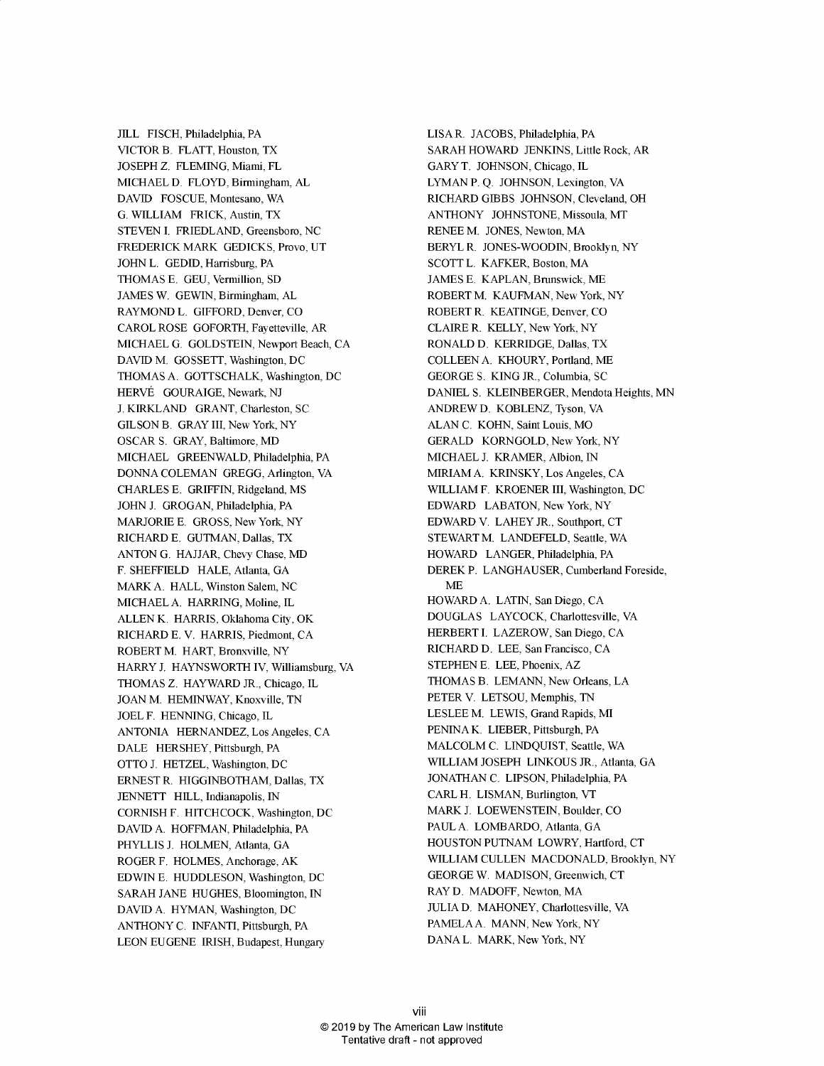JILL FISCH, Philadelphia, PA
VICTOR B. FLATT, Houston, TX
JOSEPH Z. FLEMING, Miami, FL
MICHAEL D. FLOYD, Birmingham, AL
DAVID FOSCUE, Montesano, WA
G. WILLIAM FRICK, Austin, TX
STEVEN I. FRIEDLAND, Greensboro, NC
FREDERICK MARK GEDICKS, Provo, UT
JOHN L. GEDID, Harrisburg, PA
THOMAS E. GEU, Vermillion, SD
JAMES W. GEWIN, Birmingham, AL
RAYMOND L. GIFFORD, Denver, CO
CAROL ROSE GOFORTH, Fayetteville, AR
MICHAEL G. GOLDSTEIN, Newport Beach, CA
DAVID M. GOSSETT, Washington, DC
THOMAS A. GOTTSCHALK, Washington, DC
HERVÉ GOURAIGE, Newark, NJ
J. KIRKLAND GRANT, Charleston, SC
GILSON B. GRAY III, New York, NY
OSCAR S. GRAY, Baltimore, MD
MICHAEL GREENWALD, Philadelphia, PA
DONNA COLEMAN GREGG, Arlington, VA
CHARLES E. GRIFFIN, Ridgeland, MS
JOHN J. GROGAN, Philadelphia, PA
MARJORIE E. GROSS, New York, NY
RICHARD E. GUTMAN, Dallas, TX
ANTON G. HAJJAR, Chevy Chase, MD
F. SHEFFIELD HALE, Atlanta, GA
MARK A. HALL, Winston Salem, NC
MICHAEL A. HARRING, Moline, IL
ALLEN K. HARRIS, Oklahoma City, OK
RICHARD E. V. HARRIS, Piedmont, CA
ROBERT M. HART, Bronxville, NY
HARRY J. HAYNSWORTH IV, Williamsburg, VA
THOMAS Z. HAYWARD JR., Chicago, IL
JOAN M. HEMINWAY, Knoxville, TN
JOEL F. HENNING, Chicago, IL
ANTONIA HERNANDEZ, Los Angeles, CA
DALE HERSHEY, Pittsburgh, PA
OTTO J. HETZEL, Washington, DC
ERNEST R. HIGGINBOTHAM, Dallas, TX
JENNETT HILL, Indianapolis, IN
CORNISH F. HITCHCOCK, Washington, DC
DAVID A. HOFFMAN, Philadelphia, PA
PHYLLIS J. HOLMEN, Atlanta, GA
ROGER F. HOLMES, Anchorage, AK
EDWIN E. HUDDLESON, Washington, DC
SARAH JANE HUGHES, Bloomington, IN
DAVID A. HYMAN, Washington, DC
ANTHONY C. INFANTI, Pittsburgh, PA
LEON EUGENE IRISH, Budapest, Hungary
LISA R. JACOBS, Philadelphia, PA
SARAH HOWARD JENKINS, Little Rock, AR
GARY T. JOHNSON, Chicago, IL
LYMAN P. Q. JOHNSON, Lexington, VA
RICHARD GIBBS JOHNSON, Cleveland, OH
ANTHONY JOHNSTONE, Missoula, MT
RENEE M. JONES, Newton, MA
BERYL R. JONES-WOODIN, Brooklyn, NY
SCOTT L. KAFKER, Boston, MA
JAMES E. KAPLAN, Brunswick, ME
ROBERT M. KAUFMAN, New York, NY
ROBERT R. KEATINGE, Denver, CO
CLAIRE R. KELLY, New York, NY
RONALD D. KERRIDGE, Dallas, TX
COLLEEN A. KHOURY, Portland, ME
GEORGE S. KING JR., Columbia, SC
DANIEL S. KLEINBERGER, Mendota Heights, MN
ANDREW D. KOBLENZ, Tyson, VA
ALAN C. KOHN, Saint Louis, MO
GERALD KORNGOLD, New York, NY
MICHAEL J. KRAMER, Albion, IN
MIRIAM A. KRINSKY, Los Angeles, CA
WILLIAM F. KROENER III, Washington, DC
EDWARD LABATON, New York, NY
EDWARD V. LAHEY JR., Southport, CT
STEWART M. LANDEFELD, Seattle, WA
HOWARD LANGER, Philadelphia, PA
DEREK P. LANGHAUSER, Cumberland Foreside, ME
HOWARD A. LATIN, San Diego, CA
DOUGLAS LAYCOCK, Charlottesville, VA
HERBERT I. LAZEROW, San Diego, CA
RICHARD D. LEE, San Francisco, CA
STEPHEN E. LEE, Phoenix, AZ
THOMAS B. LEMANN, New Orleans, LA
PETER V. LETSOU, Memphis, TN
LESLEE M. LEWIS, Grand Rapids, MI
PENINA K. LIEBER, Pittsburgh, PA
MALCOLM C. LINDQUIST, Seattle, WA
WILLIAM JOSEPH LINKOUS JR., Atlanta, GA
JONATHAN C. LIPSON, Philadelphia, PA
CARL H. LISMAN, Burlington, VT
MARK J. LOEWENSTEIN, Boulder, CO
PAUL A. LOMBARDO, Atlanta, GA
HOUSTON PUTNAM LOWRY, Hartford, CT
WILLIAM CULLEN MACDONALD, Brooklyn, NY
GEORGE W. MADISON, Greenwich, CT
RAY D. MADOFF, Newton, MA
JULIA D. MAHONEY, Charlottesville, VA
PAMELA A. MANN, New York, NY
DANA L. MARK, New York, NY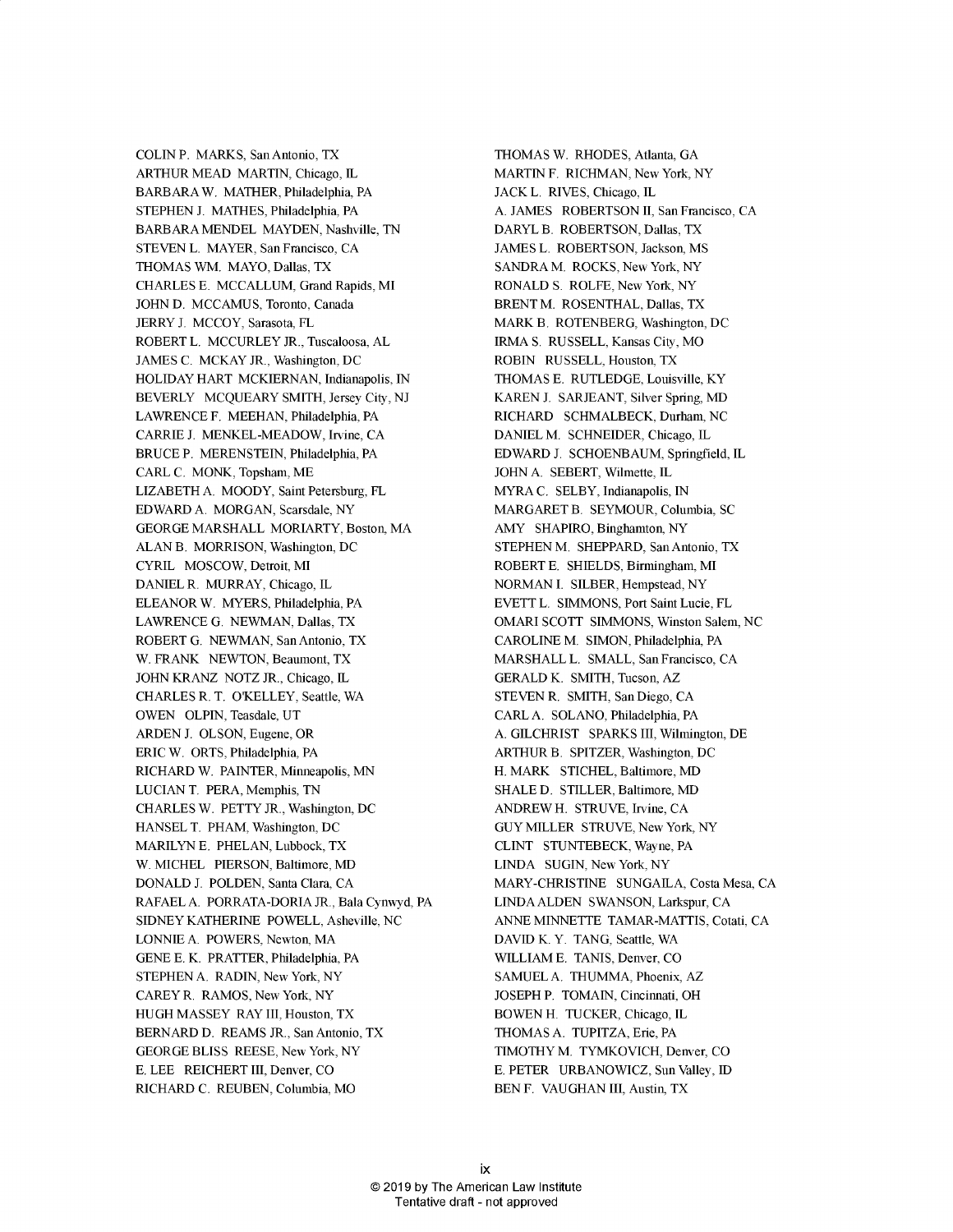COLIN P. MARKS, San Antonio, TX
ARTHUR MEAD MARTIN, Chicago, IL
BARBARA W. MATHER, Philadelphia, PA
STEPHEN J. MATHES, Philadelphia, PA
BARBARA MENDEL MAYDEN, Nashville, TN
STEVEN L. MAYER, San Francisco, CA
THOMAS WM. MAYO, Dallas, TX
CHARLES E. MCCALLUM, Grand Rapids, MI
JOHN D. MCCAMUS, Toronto, Canada
JERRY J. MCCOY, Sarasota, FL
ROBERT L. MCCURLEY JR., Tuscaloosa, AL
JAMES C. MCKAY JR., Washington, DC
HOLIDAY HART MCKIERNAN, Indianapolis, IN
BEVERLY MCQUEARY SMITH, Jersey City, NJ
LAWRENCE F. MEEHAN, Philadelphia, PA
CARRIE J. MENKEL-MEADOW, Irvine, CA
BRUCE P. MERENSTEIN, Philadelphia, PA
CARL C. MONK, Topsham, ME
LIZABETH A. MOODY, Saint Petersburg, FL
EDWARD A. MORGAN, Scarsdale, NY
GEORGE MARSHALL MORIARTY, Boston, MA
ALAN B. MORRISON, Washington, DC
CYRIL MOSCOW, Detroit, MI
DANIEL R. MURRAY, Chicago, IL
ELEANOR W. MYERS, Philadelphia, PA
LAWRENCE G. NEWMAN, Dallas, TX
ROBERT G. NEWMAN, San Antonio, TX
W. FRANK NEWTON, Beaumont, TX
JOHN KRANZ NOTZ JR., Chicago, IL
CHARLES R. T. O'KELLEY, Seattle, WA
OWEN OLPIN, Teasdale, UT
ARDEN J. OLSON, Eugene, OR
ERIC W. ORTS, Philadelphia, PA
RICHARD W. PAINTER, Minneapolis, MN
LUCIAN T. PERA, Memphis, TN
CHARLES W. PETTY JR., Washington, DC
HANSEL T. PHAM, Washington, DC
MARILYN E. PHELAN, Lubbock, TX
W. MICHEL PIERSON, Baltimore, MD
DONALD J. POLDEN, Santa Clara, CA
RAFAEL A. PORRATA-DORIA JR., Bala Cynwyd, PA
SIDNEY KATHERINE POWELL, Asheville, NC
LONNIE A. POWERS, Newton, MA
GENE E. K. PRATTER, Philadelphia, PA
STEPHEN A. RADIN, New York, NY
CAREY R. RAMOS, New York, NY
HUGH MASSEY RAY III, Houston, TX
BERNARD D. REAMS JR., San Antonio, TX
GEORGE BLISS REESE, New York, NY
E. LEE REICHERT III, Denver, CO
RICHARD C. REUBEN, Columbia, MO
THOMAS W. RHODES, Atlanta, GA
MARTIN F. RICHMAN, New York, NY
JACK L. RIVES, Chicago, IL
A. JAMES ROBERTSON II, San Francisco, CA
DARYL B. ROBERTSON, Dallas, TX
JAMES L. ROBERTSON, Jackson, MS
SANDRA M. ROCKS, New York, NY
RONALD S. ROLFE, New York, NY
BRENT M. ROSENTHAL, Dallas, TX
MARK B. ROTENBERG, Washington, DC
IRMA S. RUSSELL, Kansas City, MO
ROBIN RUSSELL, Houston, TX
THOMAS E. RUTLEDGE, Louisville, KY
KAREN J. SARJEANT, Silver Spring, MD
RICHARD SCHMALBECK, Durham, NC
DANIEL M. SCHNEIDER, Chicago, IL
EDWARD J. SCHOENBAUM, Springfield, IL
JOHN A. SEBERT, Wilmette, IL
MYRA C. SELBY, Indianapolis, IN
MARGARET B. SEYMOUR, Columbia, SC
AMY SHAPIRO, Binghamton, NY
STEPHEN M. SHEPPARD, San Antonio, TX
ROBERT E. SHIELDS, Birmingham, MI
NORMAN I. SILBER, Hempstead, NY
EVETT L. SIMMONS, Port Saint Lucie, FL
OMARI SCOTT SIMMONS, Winston Salem, NC
CAROLINE M. SIMON, Philadelphia, PA
MARSHALL L. SMALL, San Francisco, CA
GERALD K. SMITH, Tucson, AZ
STEVEN R. SMITH, San Diego, CA
CARL A. SOLANO, Philadelphia, PA
A. GILCHRIST SPARKS III, Wilmington, DE
ARTHUR B. SPITZER, Washington, DC
H. MARK STICHEL, Baltimore, MD
SHALE D. STILLER, Baltimore, MD
ANDREW H. STRUVE, Irvine, CA
GUY MILLER STRUVE, New York, NY
CLINT STUNTEBECK, Wayne, PA
LINDA SUGIN, New York, NY
MARY-CHRISTINE SUNGAILA, Costa Mesa, CA
LINDA ALDEN SWANSON, Larkspur, CA
ANNE MINNETTE TAMAR-MATTIS, Cotati, CA
DAVID K. Y. TANG, Seattle, WA
WILLIAM E. TANIS, Denver, CO
SAMUEL A. THUMMA, Phoenix, AZ
JOSEPH P. TOMAIN, Cincinnati, OH
BOWEN H. TUCKER, Chicago, IL
THOMAS A. TUPITZA, Erie, PA
TIMOTHY M. TYMKOVICH, Denver, CO
E. PETER URBANOWICZ, Sun Valley, ID
BEN F. VAUGHAN III, Austin, TX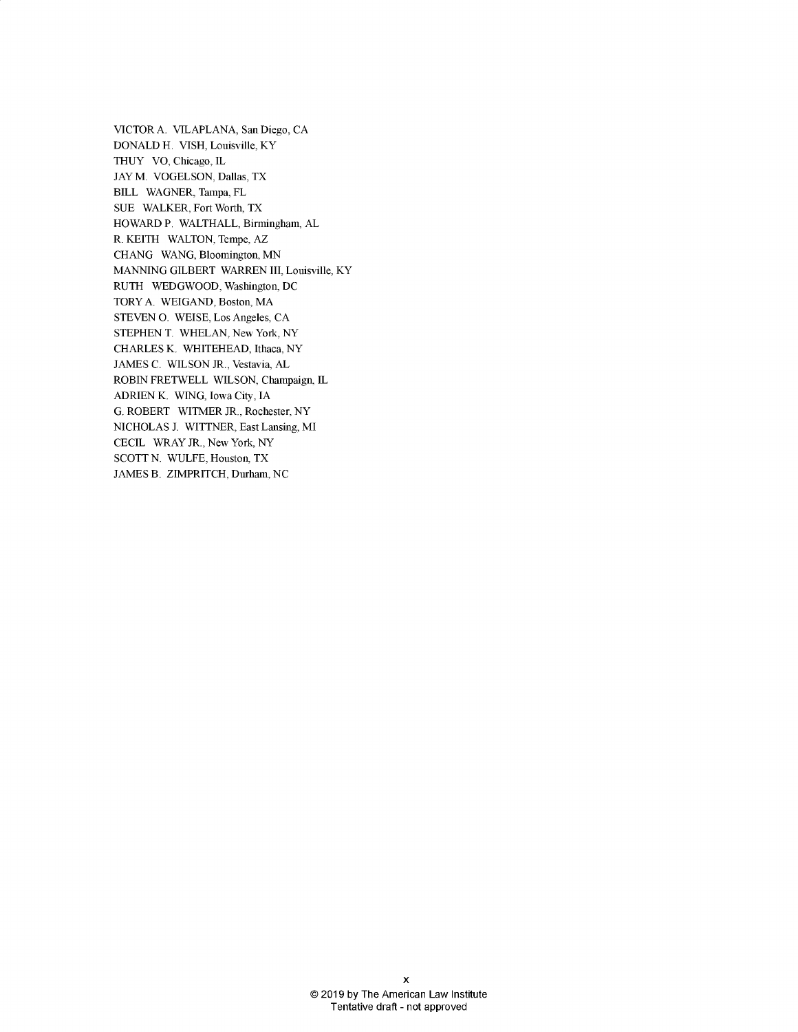VICTOR A. VILAPLANA, San Diego, CA
DONALD H. VISH, Louisville, KY
THUY VO, Chicago, IL
JAY M. VOGELSON, Dallas, TX
BILL WAGNER, Tampa, FL
SUE WALKER, Fort Worth, TX
HOWARD P. WALTHALL, Birmingham, AL
R. KEITH WALTON, Tempe, AZ
CHANG WANG, Bloomington, MN
MANNING GILBERT WARREN III, Louisville, KY
RUTH WEDGWOOD, Washington, DC
TORY A. WEIGAND, Boston, MA
STEVEN O. WEISE, Los Angeles, CA
STEPHEN T. WHELAN, New York, NY
CHARLES K. WHITEHEAD, Ithaca, NY
JAMES C. WILSON JR., Vestavia, AL
ROBIN FRETWELL WILSON, Champaign, IL
ADRIEN K. WING, Iowa City, IA
G. ROBERT WITMER JR., Rochester, NY
NICHOLAS J. WITTNER, East Lansing, MI
CECIL WRAY JR., New York, NY
SCOTT N. WULFE, Houston, TX
JAMES B. ZIMPRITCH, Durham, NC

© 2019 by The American Law Institute
Tentative draft - not approved